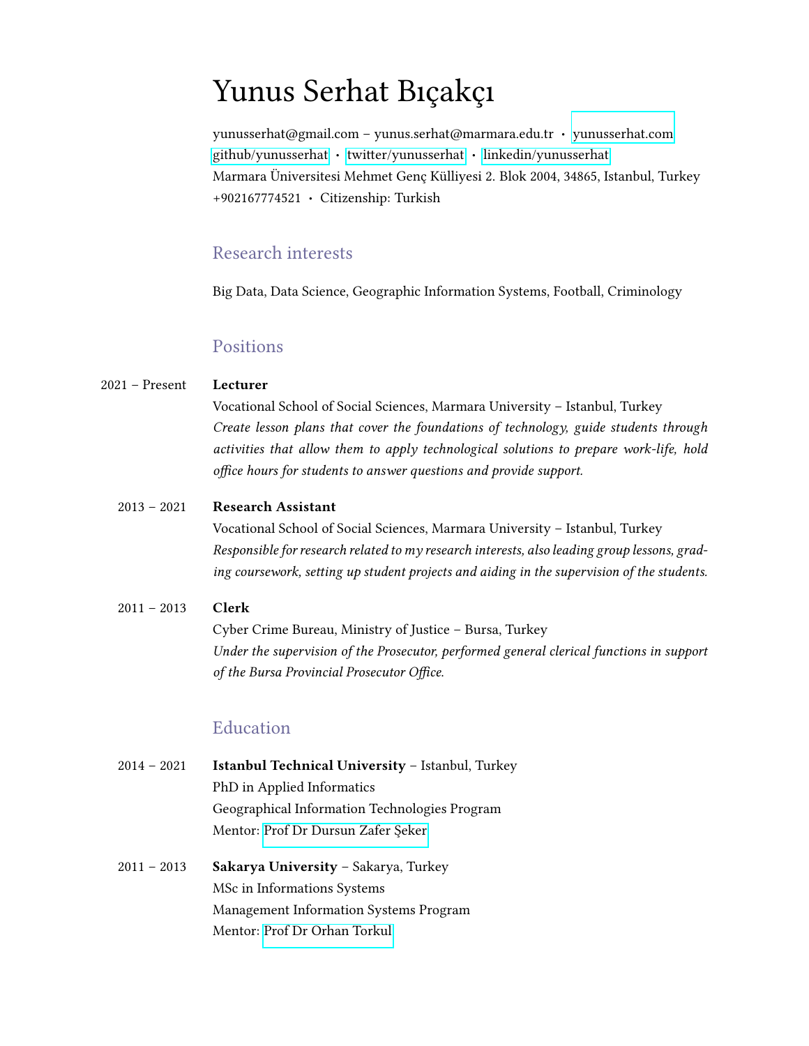# Yunus Serhat Bıçakçı

yunusserhat@gmail.com – yunus.serhat@marmara.edu.tr • yunusserhat.com
github/yunusserhat • twitter/yunusserhat • linkedin/yunusserhat
Marmara Üniversitesi Mehmet Genç Külliyesi 2. Blok 2004, 34865, Istanbul, Turkey
+902167774521 • Citizenship: Turkish

## Research interests

Big Data, Data Science, Geographic Information Systems, Football, Criminology

## Positions

2021 – Present **Lecturer**
Vocational School of Social Sciences, Marmara University – Istanbul, Turkey
*Create lesson plans that cover the foundations of technology, guide students through activities that allow them to apply technological solutions to prepare work-life, hold office hours for students to answer questions and provide support.*

2013 – 2021 **Research Assistant**
Vocational School of Social Sciences, Marmara University – Istanbul, Turkey
*Responsible for research related to my research interests, also leading group lessons, grading coursework, setting up student projects and aiding in the supervision of the students.*

2011 – 2013 **Clerk**
Cyber Crime Bureau, Ministry of Justice – Bursa, Turkey
*Under the supervision of the Prosecutor, performed general clerical functions in support of the Bursa Provincial Prosecutor Office.*

## Education

2014 – 2021 **Istanbul Technical University** – Istanbul, Turkey
PhD in Applied Informatics
Geographical Information Technologies Program
Mentor: Prof Dr Dursun Zafer Şeker

2011 – 2013 **Sakarya University** – Sakarya, Turkey
MSc in Informations Systems
Management Information Systems Program
Mentor: Prof Dr Orhan Torkul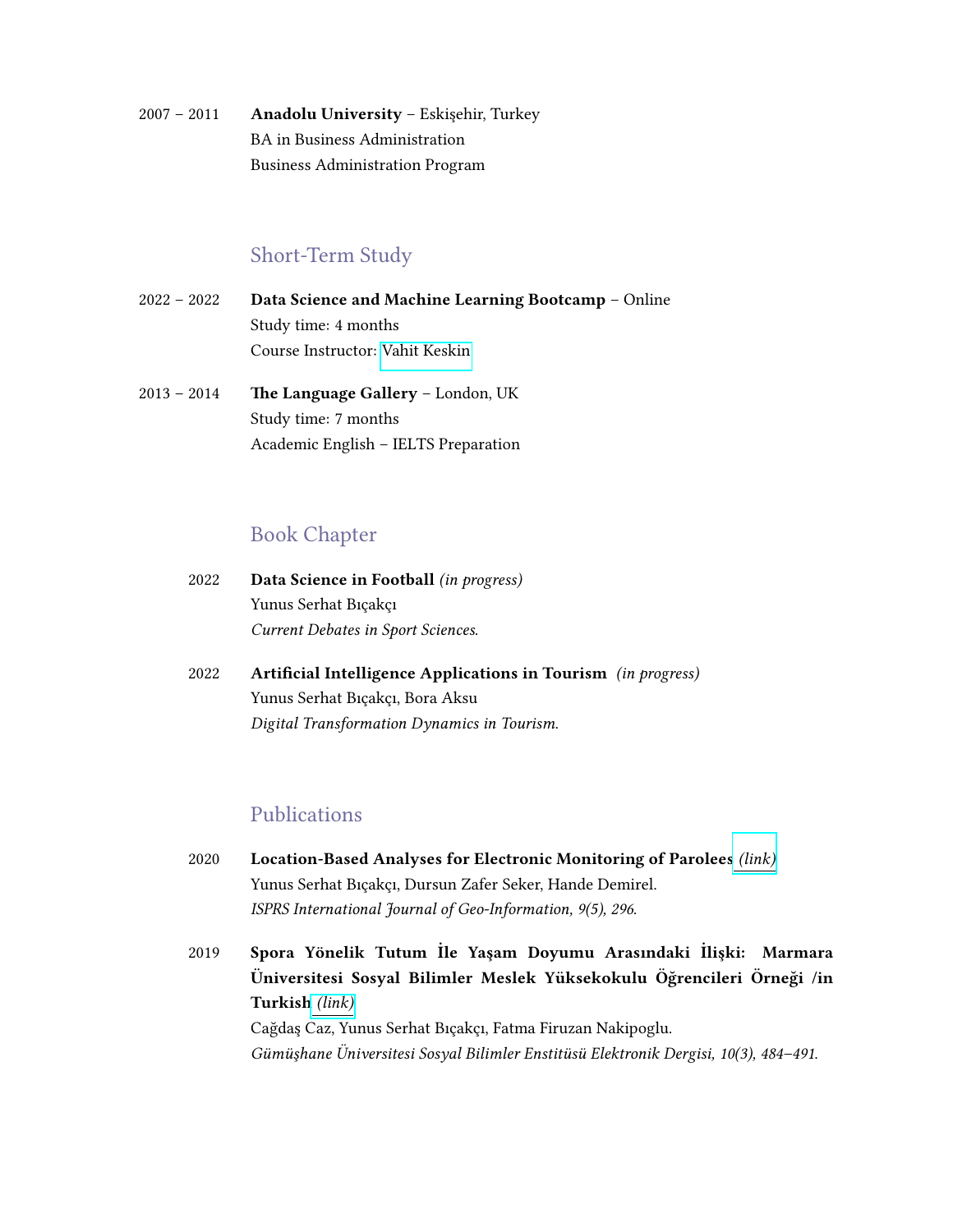2007 – 2011 **Anadolu University** – Eskişehir, Turkey
BA in Business Administration
Business Administration Program

## Short-Term Study

2022 – 2022 **Data Science and Machine Learning Bootcamp** – Online
Study time: 4 months
Course Instructor: Vahit Keskin

2013 – 2014 **The Language Gallery** – London, UK
Study time: 7 months
Academic English – IELTS Preparation

## Book Chapter

2022 **Data Science in Football** *(in progress)*
Yunus Serhat Bıçakçı
*Current Debates in Sport Sciences.*

2022 **Artificial Intelligence Applications in Tourism** *(in progress)*
Yunus Serhat Bıçakçı, Bora Aksu
*Digital Transformation Dynamics in Tourism.*

## Publications

2020 **Location-Based Analyses for Electronic Monitoring of Parolees** *(link)*
Yunus Serhat Bıçakçı, Dursun Zafer Seker, Hande Demirel.
*ISPRS International Journal of Geo-Information, 9(5), 296.*

2019 **Spora Yönelik Tutum İle Yaşam Doyumu Arasındaki İlişki: Marmara Üniversitesi Sosyal Bilimler Meslek Yüksekokulu Öğrencileri Örneği /in Turkish** *(link)*
Cağdaş Caz, Yunus Serhat Bıçakçı, Fatma Firuzan Nakipoglu.
*Gümüşhane Üniversitesi Sosyal Bilimler Enstitüsü Elektronik Dergisi, 10(3), 484–491.*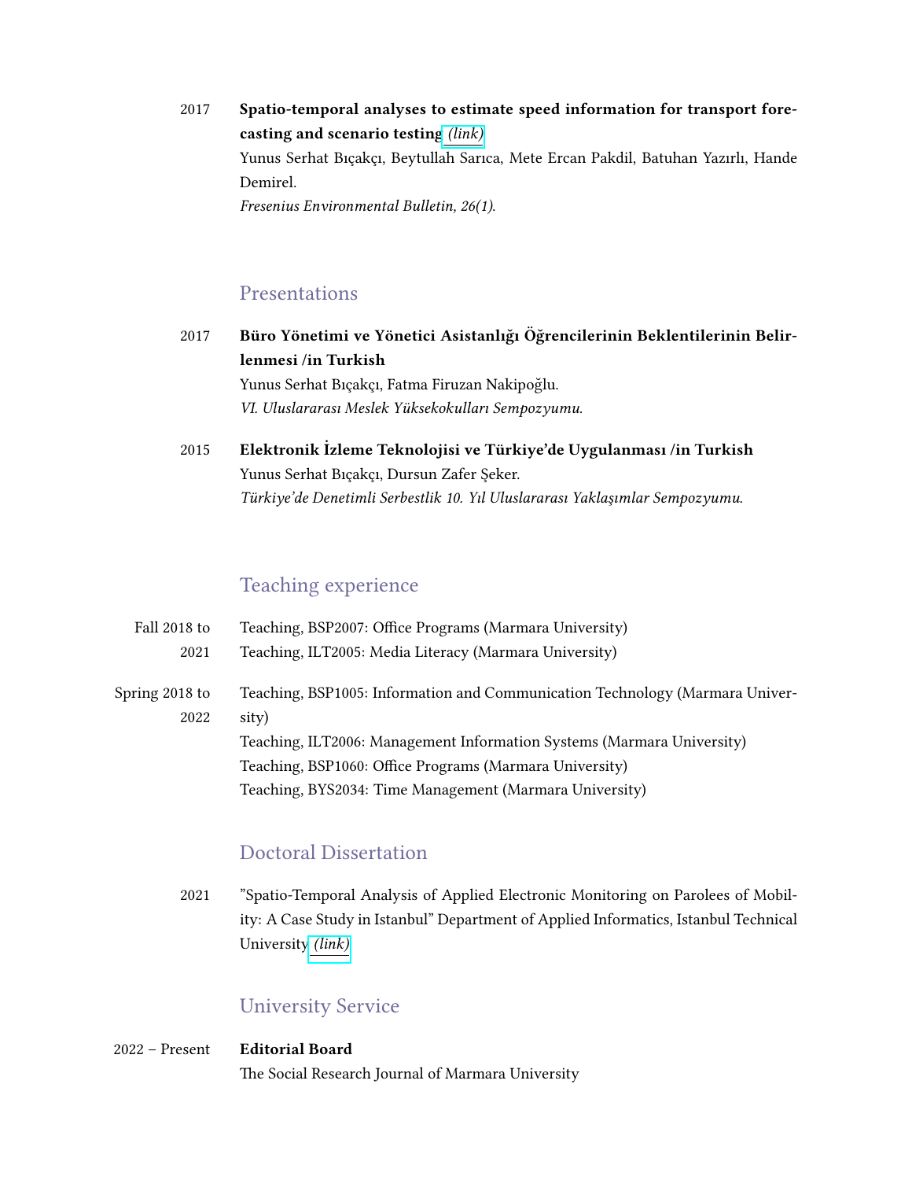2017 **Spatio-temporal analyses to estimate speed information for transport forecasting and scenario testing** *(link)*
Yunus Serhat Bıçakçı, Beytullah Sarıca, Mete Ercan Pakdil, Batuhan Yazırlı, Hande Demirel.
*Fresenius Environmental Bulletin, 26(1).*

## Presentations

2017 **Büro Yönetimi ve Yönetici Asistanlığı Öğrencilerinin Beklentilerinin Belirlenmesi /in Turkish**
Yunus Serhat Bıçakçı, Fatma Firuzan Nakipoğlu.
*VI. Uluslararası Meslek Yüksekokulları Sempozyumu.*

2015 **Elektronik İzleme Teknolojisi ve Türkiye'de Uygulanması /in Turkish**
Yunus Serhat Bıçakçı, Dursun Zafer Şeker.
*Türkiye'de Denetimli Serbestlik 10. Yıl Uluslararası Yaklaşımlar Sempozyumu.*

## Teaching experience

Fall 2018 to 2021
- Teaching, BSP2007: Office Programs (Marmara University)
- Teaching, ILT2005: Media Literacy (Marmara University)

Spring 2018 to 2022
- Teaching, BSP1005: Information and Communication Technology (Marmara University)
- Teaching, ILT2006: Management Information Systems (Marmara University)
- Teaching, BSP1060: Office Programs (Marmara University)
- Teaching, BYS2034: Time Management (Marmara University)

## Doctoral Dissertation

2021 "Spatio-Temporal Analysis of Applied Electronic Monitoring on Parolees of Mobility: A Case Study in Istanbul" Department of Applied Informatics, Istanbul Technical University *(link)*

## University Service

2022 – Present **Editorial Board**
The Social Research Journal of Marmara University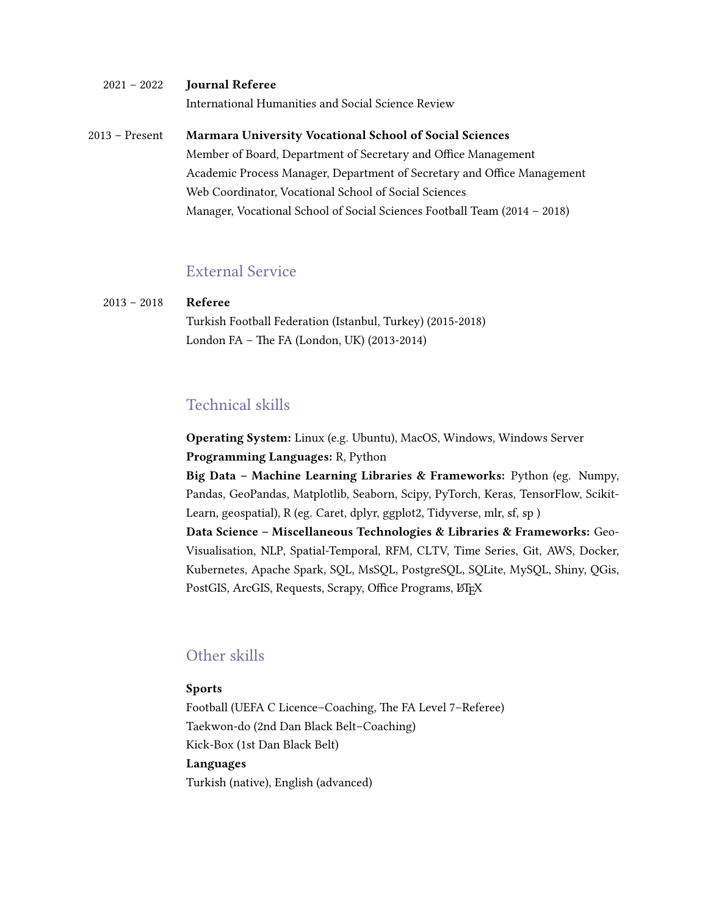2021 – 2022 **Journal Referee**
International Humanities and Social Science Review

2013 – Present **Marmara University Vocational School of Social Sciences**
Member of Board, Department of Secretary and Office Management
Academic Process Manager, Department of Secretary and Office Management
Web Coordinator, Vocational School of Social Sciences
Manager, Vocational School of Social Sciences Football Team (2014 – 2018)

## External Service

2013 – 2018 **Referee**
Turkish Football Federation (Istanbul, Turkey) (2015-2018)
London FA – The FA (London, UK) (2013-2014)

## Technical skills

**Operating System:** Linux (e.g. Ubuntu), MacOS, Windows, Windows Server
**Programming Languages:** R, Python
**Big Data – Machine Learning Libraries & Frameworks:** Python (eg. Numpy, Pandas, GeoPandas, Matplotlib, Seaborn, Scipy, PyTorch, Keras, TensorFlow, Scikit-Learn, geospatial), R (eg. Caret, dplyr, ggplot2, Tidyverse, mlr, sf, sp )
**Data Science – Miscellaneous Technologies & Libraries & Frameworks:** Geo-Visualisation, NLP, Spatial-Temporal, RFM, CLTV, Time Series, Git, AWS, Docker, Kubernetes, Apache Spark, SQL, MsSQL, PostgreSQL, SQLite, MySQL, Shiny, QGis, PostGIS, ArcGIS, Requests, Scrapy, Office Programs, LaTeX

## Other skills

**Sports**
Football (UEFA C Licence–Coaching, The FA Level 7–Referee)
Taekwon-do (2nd Dan Black Belt–Coaching)
Kick-Box (1st Dan Black Belt)
**Languages**
Turkish (native), English (advanced)